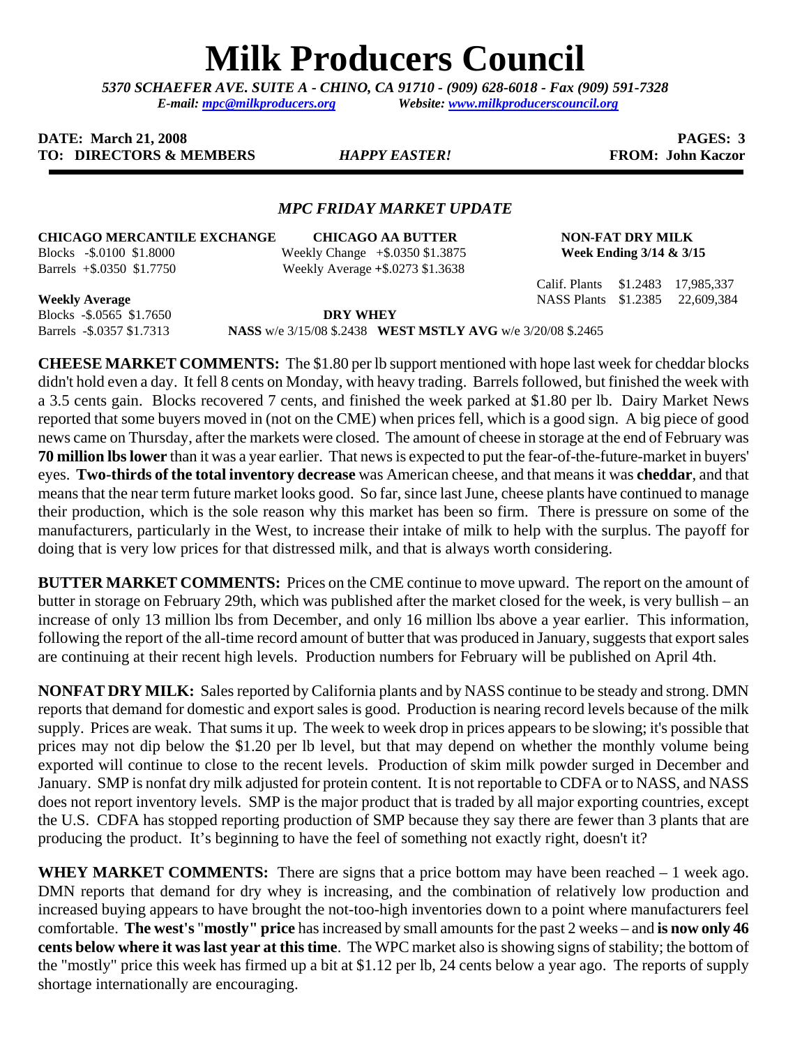# Milk Producers Council

*5370 SCHAEFER AVE. SUITE A - CHINO, CA 91710 - (909) 628-6018 - Fax (909) 591-7328*
*E-mail: mpc@milkproducers.org Website: www.milkproducerscouncil.org*

**DATE: March 21, 2008** **PAGES: 3**
**TO: DIRECTORS & MEMBERS** ***HAPPY EASTER!*** **FROM: John Kaczor**

---

### *MPC FRIDAY MARKET UPDATE*

| CHICAGO MERCANTILE EXCHANGE | CHICAGO AA BUTTER | NON-FAT DRY MILK |
|---|---|---|
| Blocks -$.0100 $1.8000 | Weekly Change +$.0350 $1.3875 | **Week Ending 3/14 & 3/15** |
| Barrels +$.0350 $1.7750 | Weekly Average +$.0273 $1.3638 | |
| | | Calif. Plants $1.2483 17,985,337 |
| **Weekly Average** | | NASS Plants $1.2385 22,609,384 |
| Blocks -$.0565 $1.7650 | **DRY WHEY** | |
| Barrels -$.0357 $1.7313 | **NASS** w/e 3/15/08 $.2438 **WEST MSTLY AVG** w/e 3/20/08 $.2465 | |

**CHEESE MARKET COMMENTS:** The $1.80 per lb support mentioned with hope last week for cheddar blocks didn't hold even a day. It fell 8 cents on Monday, with heavy trading. Barrels followed, but finished the week with a 3.5 cents gain. Blocks recovered 7 cents, and finished the week parked at $1.80 per lb. Dairy Market News reported that some buyers moved in (not on the CME) when prices fell, which is a good sign. A big piece of good news came on Thursday, after the markets were closed. The amount of cheese in storage at the end of February was **70 million lbs lower** than it was a year earlier. That news is expected to put the fear-of-the-future-market in buyers' eyes. **Two-thirds of the total inventory decrease** was American cheese, and that means it was **cheddar**, and that means that the near term future market looks good. So far, since last June, cheese plants have continued to manage their production, which is the sole reason why this market has been so firm. There is pressure on some of the manufacturers, particularly in the West, to increase their intake of milk to help with the surplus. The payoff for doing that is very low prices for that distressed milk, and that is always worth considering.

**BUTTER MARKET COMMENTS:** Prices on the CME continue to move upward. The report on the amount of butter in storage on February 29th, which was published after the market closed for the week, is very bullish – an increase of only 13 million lbs from December, and only 16 million lbs above a year earlier. This information, following the report of the all-time record amount of butter that was produced in January, suggests that export sales are continuing at their recent high levels. Production numbers for February will be published on April 4th.

**NONFAT DRY MILK:** Sales reported by California plants and by NASS continue to be steady and strong. DMN reports that demand for domestic and export sales is good. Production is nearing record levels because of the milk supply. Prices are weak. That sums it up. The week to week drop in prices appears to be slowing; it's possible that prices may not dip below the $1.20 per lb level, but that may depend on whether the monthly volume being exported will continue to close to the recent levels. Production of skim milk powder surged in December and January. SMP is nonfat dry milk adjusted for protein content. It is not reportable to CDFA or to NASS, and NASS does not report inventory levels. SMP is the major product that is traded by all major exporting countries, except the U.S. CDFA has stopped reporting production of SMP because they say there are fewer than 3 plants that are producing the product. It's beginning to have the feel of something not exactly right, doesn't it?

**WHEY MARKET COMMENTS:** There are signs that a price bottom may have been reached – 1 week ago. DMN reports that demand for dry whey is increasing, and the combination of relatively low production and increased buying appears to have brought the not-too-high inventories down to a point where manufacturers feel comfortable. **The west's "mostly" price** has increased by small amounts for the past 2 weeks – and **is now only 46 cents below where it was last year at this time**. The WPC market also is showing signs of stability; the bottom of the "mostly" price this week has firmed up a bit at $1.12 per lb, 24 cents below a year ago. The reports of supply shortage internationally are encouraging.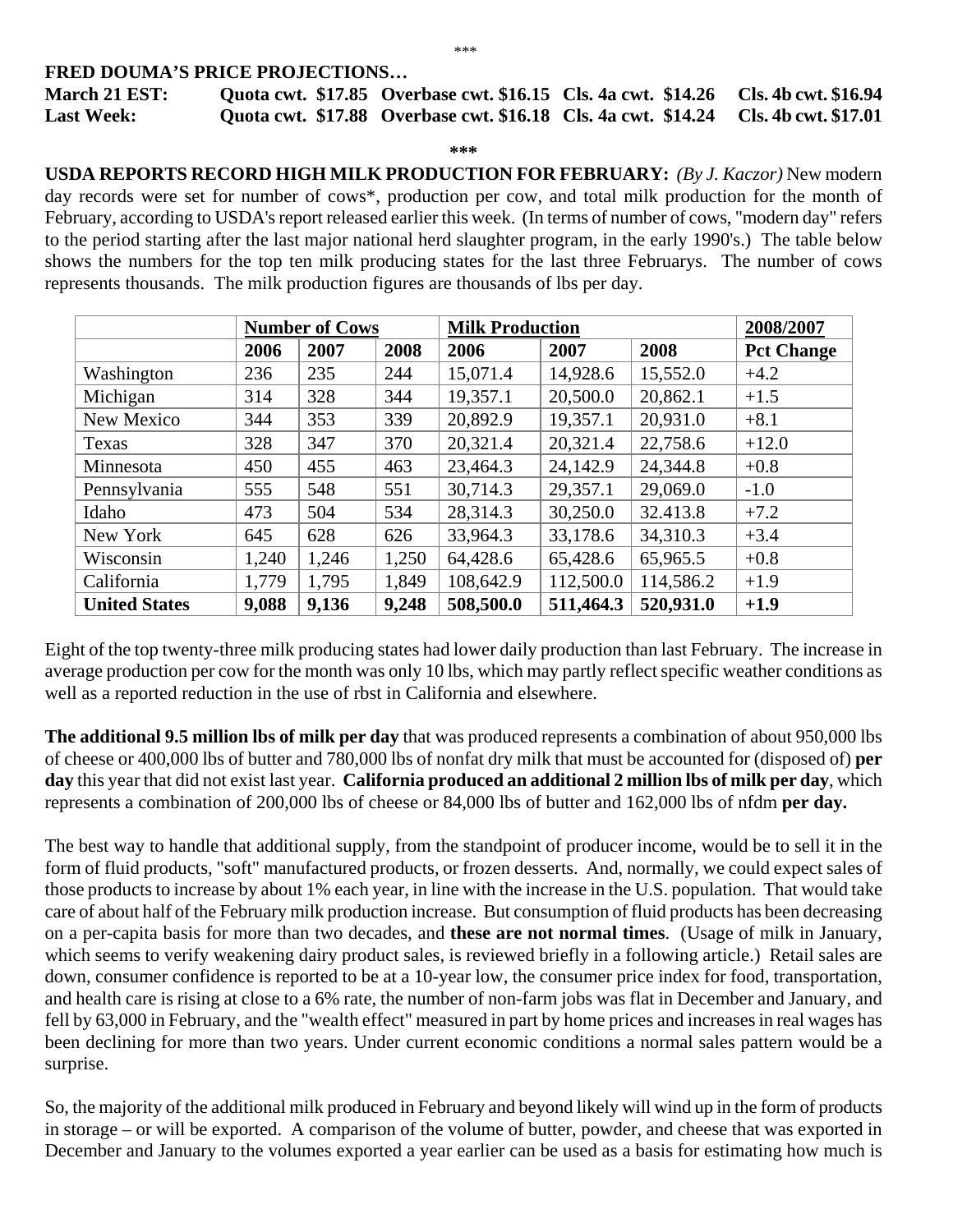\*\*\*

**FRED DOUMA'S PRICE PROJECTIONS…**

| | | | | |
|---|---|---|---|---|
| **March 21 EST:** | **Quota cwt. $17.85** | **Overbase cwt. $16.15** | **Cls. 4a cwt. $14.26** | **Cls. 4b cwt. $16.94** |
| **Last Week:** | **Quota cwt. $17.88** | **Overbase cwt. $16.18** | **Cls. 4a cwt. $14.24** | **Cls. 4b cwt. $17.01** |

**\*\*\***

**USDA REPORTS RECORD HIGH MILK PRODUCTION FOR FEBRUARY:** *(By J. Kaczor)* New modern day records were set for number of cows*, production per cow, and total milk production for the month of February, according to USDA's report released earlier this week. (In terms of number of cows, "modern day" refers to the period starting after the last major national herd slaughter program, in the early 1990's.) The table below shows the numbers for the top ten milk producing states for the last three Februarys. The number of cows represents thousands. The milk production figures are thousands of lbs per day.

| | **Number of Cows** | | | **Milk Production** | | | **2008/2007** |
|---|---|---|---|---|---|---|---|
| | **2006** | **2007** | **2008** | **2006** | **2007** | **2008** | **Pct Change** |
| Washington | 236 | 235 | 244 | 15,071.4 | 14,928.6 | 15,552.0 | +4.2 |
| Michigan | 314 | 328 | 344 | 19,357.1 | 20,500.0 | 20,862.1 | +1.5 |
| New Mexico | 344 | 353 | 339 | 20,892.9 | 19,357.1 | 20,931.0 | +8.1 |
| Texas | 328 | 347 | 370 | 20,321.4 | 20,321.4 | 22,758.6 | +12.0 |
| Minnesota | 450 | 455 | 463 | 23,464.3 | 24,142.9 | 24,344.8 | +0.8 |
| Pennsylvania | 555 | 548 | 551 | 30,714.3 | 29,357.1 | 29,069.0 | -1.0 |
| Idaho | 473 | 504 | 534 | 28,314.3 | 30,250.0 | 32.413.8 | +7.2 |
| New York | 645 | 628 | 626 | 33,964.3 | 33,178.6 | 34,310.3 | +3.4 |
| Wisconsin | 1,240 | 1,246 | 1,250 | 64,428.6 | 65,428.6 | 65,965.5 | +0.8 |
| California | 1,779 | 1,795 | 1,849 | 108,642.9 | 112,500.0 | 114,586.2 | +1.9 |
| **United States** | **9,088** | **9,136** | **9,248** | **508,500.0** | **511,464.3** | **520,931.0** | **+1.9** |

Eight of the top twenty-three milk producing states had lower daily production than last February. The increase in average production per cow for the month was only 10 lbs, which may partly reflect specific weather conditions as well as a reported reduction in the use of rbst in California and elsewhere.

**The additional 9.5 million lbs of milk per day** that was produced represents a combination of about 950,000 lbs of cheese or 400,000 lbs of butter and 780,000 lbs of nonfat dry milk that must be accounted for (disposed of) **per day** this year that did not exist last year. **California produced an additional 2 million lbs of milk per day**, which represents a combination of 200,000 lbs of cheese or 84,000 lbs of butter and 162,000 lbs of nfdm **per day.**

The best way to handle that additional supply, from the standpoint of producer income, would be to sell it in the form of fluid products, "soft" manufactured products, or frozen desserts. And, normally, we could expect sales of those products to increase by about 1% each year, in line with the increase in the U.S. population. That would take care of about half of the February milk production increase. But consumption of fluid products has been decreasing on a per-capita basis for more than two decades, and **these are not normal times**. (Usage of milk in January, which seems to verify weakening dairy product sales, is reviewed briefly in a following article.) Retail sales are down, consumer confidence is reported to be at a 10-year low, the consumer price index for food, transportation, and health care is rising at close to a 6% rate, the number of non-farm jobs was flat in December and January, and fell by 63,000 in February, and the "wealth effect" measured in part by home prices and increases in real wages has been declining for more than two years. Under current economic conditions a normal sales pattern would be a surprise.

So, the majority of the additional milk produced in February and beyond likely will wind up in the form of products in storage – or will be exported. A comparison of the volume of butter, powder, and cheese that was exported in December and January to the volumes exported a year earlier can be used as a basis for estimating how much is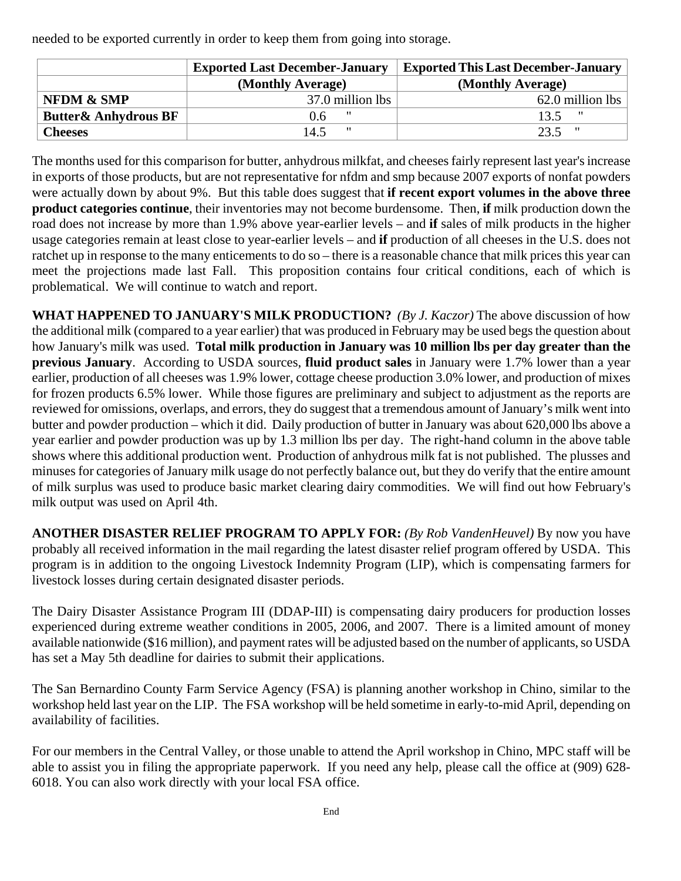needed to be exported currently in order to keep them from going into storage.

| | Exported Last December-January (Monthly Average) | Exported This Last December-January (Monthly Average) |
|---|---|---|
| **NFDM & SMP** | 37.0 million lbs | 62.0 million lbs |
| **Butter& Anhydrous BF** | 0.6 " | 13.5 " |
| **Cheeses** | 14.5 " | 23.5 " |

The months used for this comparison for butter, anhydrous milkfat, and cheeses fairly represent last year's increase in exports of those products, but are not representative for nfdm and smp because 2007 exports of nonfat powders were actually down by about 9%. But this table does suggest that **if recent export volumes in the above three product categories continue**, their inventories may not become burdensome. Then, **if** milk production down the road does not increase by more than 1.9% above year-earlier levels – and **if** sales of milk products in the higher usage categories remain at least close to year-earlier levels – and **if** production of all cheeses in the U.S. does not ratchet up in response to the many enticements to do so – there is a reasonable chance that milk prices this year can meet the projections made last Fall. This proposition contains four critical conditions, each of which is problematical. We will continue to watch and report.

**WHAT HAPPENED TO JANUARY'S MILK PRODUCTION?** *(By J. Kaczor)* The above discussion of how the additional milk (compared to a year earlier) that was produced in February may be used begs the question about how January's milk was used. **Total milk production in January was 10 million lbs per day greater than the previous January**. According to USDA sources, **fluid product sales** in January were 1.7% lower than a year earlier, production of all cheeses was 1.9% lower, cottage cheese production 3.0% lower, and production of mixes for frozen products 6.5% lower. While those figures are preliminary and subject to adjustment as the reports are reviewed for omissions, overlaps, and errors, they do suggest that a tremendous amount of January's milk went into butter and powder production – which it did. Daily production of butter in January was about 620,000 lbs above a year earlier and powder production was up by 1.3 million lbs per day. The right-hand column in the above table shows where this additional production went. Production of anhydrous milk fat is not published. The plusses and minuses for categories of January milk usage do not perfectly balance out, but they do verify that the entire amount of milk surplus was used to produce basic market clearing dairy commodities. We will find out how February's milk output was used on April 4th.

**ANOTHER DISASTER RELIEF PROGRAM TO APPLY FOR:** *(By Rob VandenHeuvel)* By now you have probably all received information in the mail regarding the latest disaster relief program offered by USDA. This program is in addition to the ongoing Livestock Indemnity Program (LIP), which is compensating farmers for livestock losses during certain designated disaster periods.

The Dairy Disaster Assistance Program III (DDAP-III) is compensating dairy producers for production losses experienced during extreme weather conditions in 2005, 2006, and 2007. There is a limited amount of money available nationwide ($16 million), and payment rates will be adjusted based on the number of applicants, so USDA has set a May 5th deadline for dairies to submit their applications.

The San Bernardino County Farm Service Agency (FSA) is planning another workshop in Chino, similar to the workshop held last year on the LIP. The FSA workshop will be held sometime in early-to-mid April, depending on availability of facilities.

For our members in the Central Valley, or those unable to attend the April workshop in Chino, MPC staff will be able to assist you in filing the appropriate paperwork. If you need any help, please call the office at (909) 628-6018. You can also work directly with your local FSA office.

End